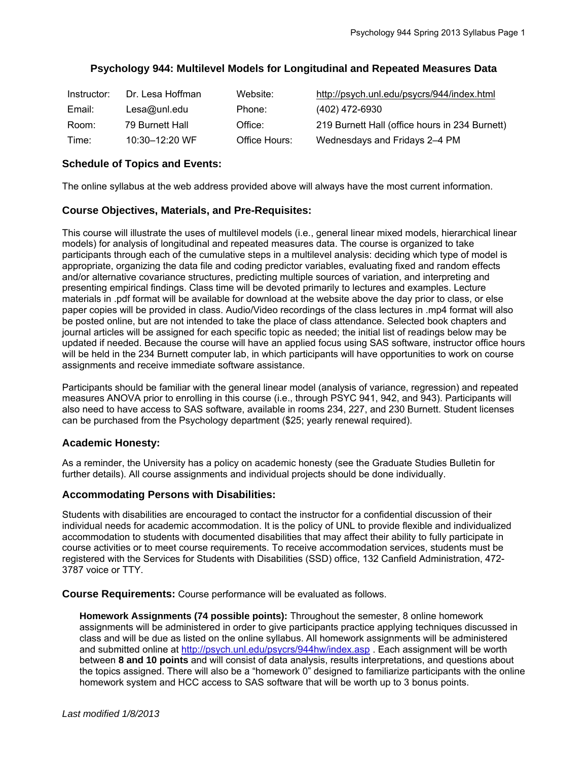# Psychology 944: Multilevel Models for Longitudinal and Repeated Measures Data

| Instructor: | Dr. Lesa Hoffman | Website: | http://psych.unl.edu/psycrs/944/index.html |
|---|---|---|---|
| Email: | Lesa@unl.edu | Phone: | (402) 472-6930 |
| Room: | 79 Burnett Hall | Office: | 219 Burnett Hall (office hours in 234 Burnett) |
| Time: | 10:30–12:20 WF | Office Hours: | Wednesdays and Fridays 2–4 PM |

## Schedule of Topics and Events:

The online syllabus at the web address provided above will always have the most current information.

## Course Objectives, Materials, and Pre-Requisites:

This course will illustrate the uses of multilevel models (i.e., general linear mixed models, hierarchical linear models) for analysis of longitudinal and repeated measures data. The course is organized to take participants through each of the cumulative steps in a multilevel analysis: deciding which type of model is appropriate, organizing the data file and coding predictor variables, evaluating fixed and random effects and/or alternative covariance structures, predicting multiple sources of variation, and interpreting and presenting empirical findings. Class time will be devoted primarily to lectures and examples. Lecture materials in .pdf format will be available for download at the website above the day prior to class, or else paper copies will be provided in class. Audio/Video recordings of the class lectures in .mp4 format will also be posted online, but are not intended to take the place of class attendance. Selected book chapters and journal articles will be assigned for each specific topic as needed; the initial list of readings below may be updated if needed. Because the course will have an applied focus using SAS software, instructor office hours will be held in the 234 Burnett computer lab, in which participants will have opportunities to work on course assignments and receive immediate software assistance.

Participants should be familiar with the general linear model (analysis of variance, regression) and repeated measures ANOVA prior to enrolling in this course (i.e., through PSYC 941, 942, and 943). Participants will also need to have access to SAS software, available in rooms 234, 227, and 230 Burnett. Student licenses can be purchased from the Psychology department ($25; yearly renewal required).

## Academic Honesty:

As a reminder, the University has a policy on academic honesty (see the Graduate Studies Bulletin for further details). All course assignments and individual projects should be done individually.

## Accommodating Persons with Disabilities:

Students with disabilities are encouraged to contact the instructor for a confidential discussion of their individual needs for academic accommodation. It is the policy of UNL to provide flexible and individualized accommodation to students with documented disabilities that may affect their ability to fully participate in course activities or to meet course requirements. To receive accommodation services, students must be registered with the Services for Students with Disabilities (SSD) office, 132 Canfield Administration, 472-3787 voice or TTY.

**Course Requirements:** Course performance will be evaluated as follows.

**Homework Assignments (74 possible points):** Throughout the semester, 8 online homework assignments will be administered in order to give participants practice applying techniques discussed in class and will be due as listed on the online syllabus. All homework assignments will be administered and submitted online at http://psych.unl.edu/psycrs/944hw/index.asp . Each assignment will be worth between **8 and 10 points** and will consist of data analysis, results interpretations, and questions about the topics assigned. There will also be a "homework 0" designed to familiarize participants with the online homework system and HCC access to SAS software that will be worth up to 3 bonus points.

*Last modified 1/8/2013*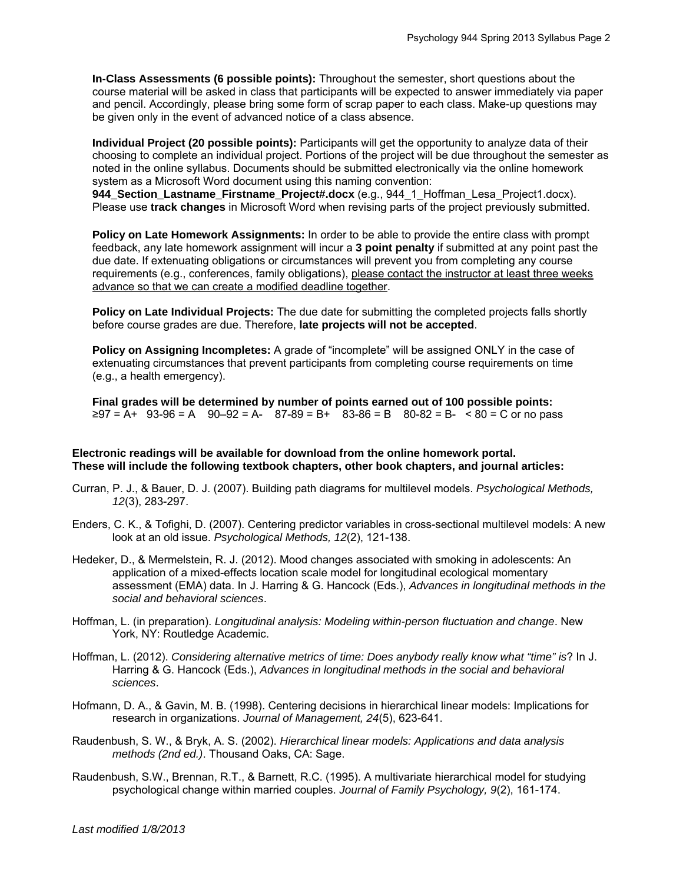**In-Class Assessments (6 possible points):** Throughout the semester, short questions about the course material will be asked in class that participants will be expected to answer immediately via paper and pencil. Accordingly, please bring some form of scrap paper to each class. Make-up questions may be given only in the event of advanced notice of a class absence.

**Individual Project (20 possible points):** Participants will get the opportunity to analyze data of their choosing to complete an individual project. Portions of the project will be due throughout the semester as noted in the online syllabus. Documents should be submitted electronically via the online homework system as a Microsoft Word document using this naming convention: **944_Section_Lastname_Firstname_Project#.docx** (e.g., 944_1_Hoffman_Lesa_Project1.docx). Please use **track changes** in Microsoft Word when revising parts of the project previously submitted.

**Policy on Late Homework Assignments:** In order to be able to provide the entire class with prompt feedback, any late homework assignment will incur a **3 point penalty** if submitted at any point past the due date. If extenuating obligations or circumstances will prevent you from completing any course requirements (e.g., conferences, family obligations), please contact the instructor at least three weeks advance so that we can create a modified deadline together.

**Policy on Late Individual Projects:** The due date for submitting the completed projects falls shortly before course grades are due. Therefore, **late projects will not be accepted**.

**Policy on Assigning Incompletes:** A grade of "incomplete" will be assigned ONLY in the case of extenuating circumstances that prevent participants from completing course requirements on time (e.g., a health emergency).

**Final grades will be determined by number of points earned out of 100 possible points:**
≥97 = A+   93-96 = A   90–92 = A-   87-89 = B+   83-86 = B   80-82 = B-   < 80 = C or no pass

**Electronic readings will be available for download from the online homework portal. These will include the following textbook chapters, other book chapters, and journal articles:**

Curran, P. J., & Bauer, D. J. (2007). Building path diagrams for multilevel models. *Psychological Methods, 12*(3), 283-297.

Enders, C. K., & Tofighi, D. (2007). Centering predictor variables in cross-sectional multilevel models: A new look at an old issue. *Psychological Methods, 12*(2), 121-138.

Hedeker, D., & Mermelstein, R. J. (2012). Mood changes associated with smoking in adolescents: An application of a mixed-effects location scale model for longitudinal ecological momentary assessment (EMA) data. In J. Harring & G. Hancock (Eds.), *Advances in longitudinal methods in the social and behavioral sciences*.

Hoffman, L. (in preparation). *Longitudinal analysis: Modeling within-person fluctuation and change*. New York, NY: Routledge Academic.

Hoffman, L. (2012). *Considering alternative metrics of time: Does anybody really know what "time" is*? In J. Harring & G. Hancock (Eds.), *Advances in longitudinal methods in the social and behavioral sciences*.

Hofmann, D. A., & Gavin, M. B. (1998). Centering decisions in hierarchical linear models: Implications for research in organizations. *Journal of Management, 24*(5), 623-641.

Raudenbush, S. W., & Bryk, A. S. (2002). *Hierarchical linear models: Applications and data analysis methods (2nd ed.)*. Thousand Oaks, CA: Sage.

Raudenbush, S.W., Brennan, R.T., & Barnett, R.C. (1995). A multivariate hierarchical model for studying psychological change within married couples. *Journal of Family Psychology, 9*(2), 161-174.

*Last modified 1/8/2013*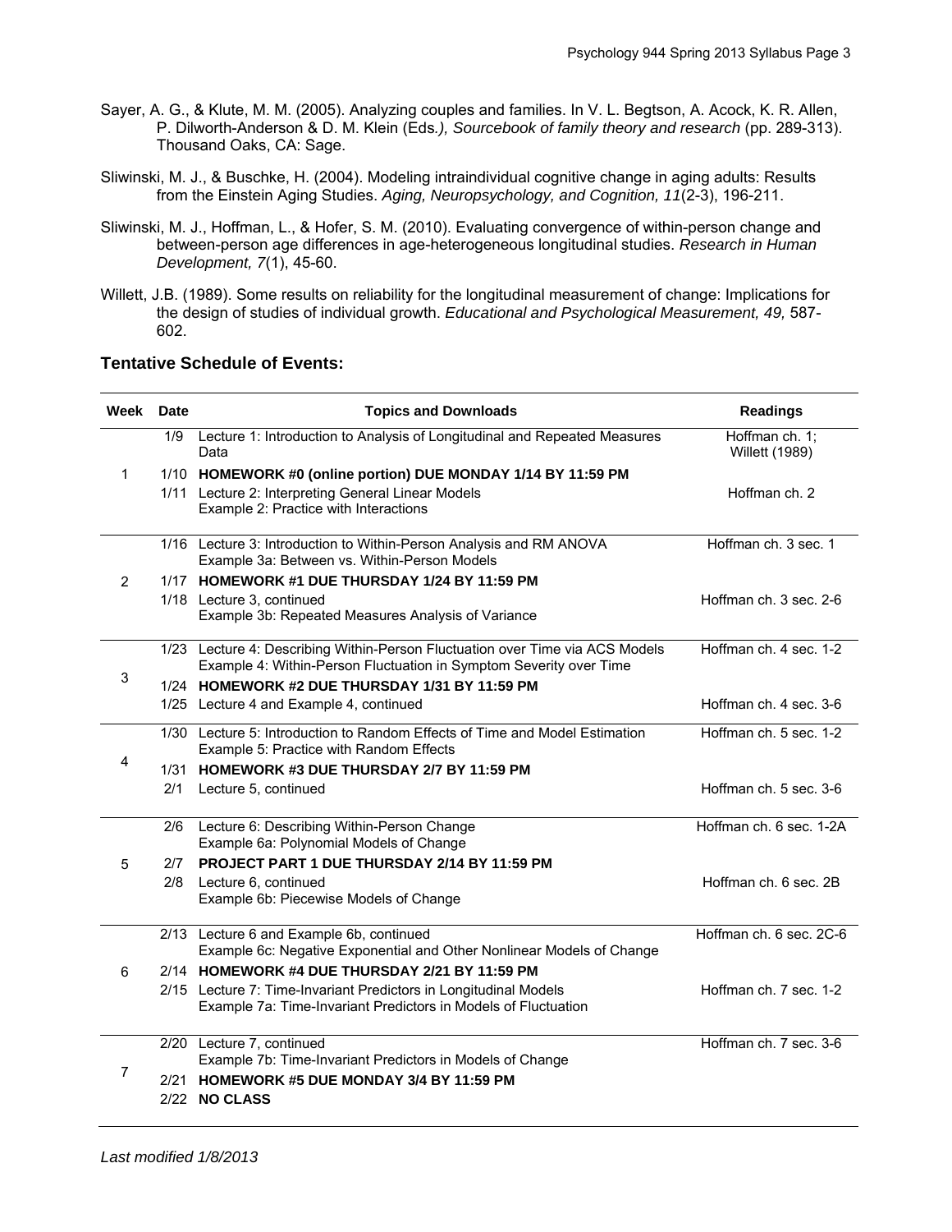Sayer, A. G., & Klute, M. M. (2005). Analyzing couples and families. In V. L. Begtson, A. Acock, K. R. Allen, P. Dilworth-Anderson & D. M. Klein (Eds*.), Sourcebook of family theory and research* (pp. 289-313). Thousand Oaks, CA: Sage.

Sliwinski, M. J., & Buschke, H. (2004). Modeling intraindividual cognitive change in aging adults: Results from the Einstein Aging Studies. *Aging, Neuropsychology, and Cognition, 11*(2-3), 196-211.

Sliwinski, M. J., Hoffman, L., & Hofer, S. M. (2010). Evaluating convergence of within-person change and between-person age differences in age-heterogeneous longitudinal studies. *Research in Human Development, 7*(1), 45-60.

Willett, J.B. (1989). Some results on reliability for the longitudinal measurement of change: Implications for the design of studies of individual growth. *Educational and Psychological Measurement, 49,* 587-602.

### Tentative Schedule of Events:

| Week | Date | Topics and Downloads | Readings |
|---|---|---|---|
| 1 | 1/9 | Lecture 1: Introduction to Analysis of Longitudinal and Repeated Measures Data | Hoffman ch. 1; Willett (1989) |
| | 1/10 | **HOMEWORK #0 (online portion) DUE MONDAY 1/14 BY 11:59 PM** | |
| | 1/11 | Lecture 2: Interpreting General Linear Models<br>Example 2: Practice with Interactions | Hoffman ch. 2 |
| 2 | 1/16 | Lecture 3: Introduction to Within-Person Analysis and RM ANOVA<br>Example 3a: Between vs. Within-Person Models | Hoffman ch. 3 sec. 1 |
| | 1/17 | **HOMEWORK #1 DUE THURSDAY 1/24 BY 11:59 PM** | |
| | 1/18 | Lecture 3, continued<br>Example 3b: Repeated Measures Analysis of Variance | Hoffman ch. 3 sec. 2-6 |
| 3 | 1/23 | Lecture 4: Describing Within-Person Fluctuation over Time via ACS Models<br>Example 4: Within-Person Fluctuation in Symptom Severity over Time | Hoffman ch. 4 sec. 1-2 |
| | 1/24 | **HOMEWORK #2 DUE THURSDAY 1/31 BY 11:59 PM** | |
| | 1/25 | Lecture 4 and Example 4, continued | Hoffman ch. 4 sec. 3-6 |
| 4 | 1/30 | Lecture 5: Introduction to Random Effects of Time and Model Estimation<br>Example 5: Practice with Random Effects | Hoffman ch. 5 sec. 1-2 |
| | 1/31 | **HOMEWORK #3 DUE THURSDAY 2/7 BY 11:59 PM** | |
| | 2/1 | Lecture 5, continued | Hoffman ch. 5 sec. 3-6 |
| 5 | 2/6 | Lecture 6: Describing Within-Person Change<br>Example 6a: Polynomial Models of Change | Hoffman ch. 6 sec. 1-2A |
| | 2/7 | **PROJECT PART 1 DUE THURSDAY 2/14 BY 11:59 PM** | |
| | 2/8 | Lecture 6, continued<br>Example 6b: Piecewise Models of Change | Hoffman ch. 6 sec. 2B |
| 6 | 2/13 | Lecture 6 and Example 6b, continued<br>Example 6c: Negative Exponential and Other Nonlinear Models of Change | Hoffman ch. 6 sec. 2C-6 |
| | 2/14 | **HOMEWORK #4 DUE THURSDAY 2/21 BY 11:59 PM** | |
| | 2/15 | Lecture 7: Time-Invariant Predictors in Longitudinal Models<br>Example 7a: Time-Invariant Predictors in Models of Fluctuation | Hoffman ch. 7 sec. 1-2 |
| 7 | 2/20 | Lecture 7, continued<br>Example 7b: Time-Invariant Predictors in Models of Change | Hoffman ch. 7 sec. 3-6 |
| | 2/21 | **HOMEWORK #5 DUE MONDAY 3/4 BY 11:59 PM** | |
| | 2/22 | **NO CLASS** | |

*Last modified 1/8/2013*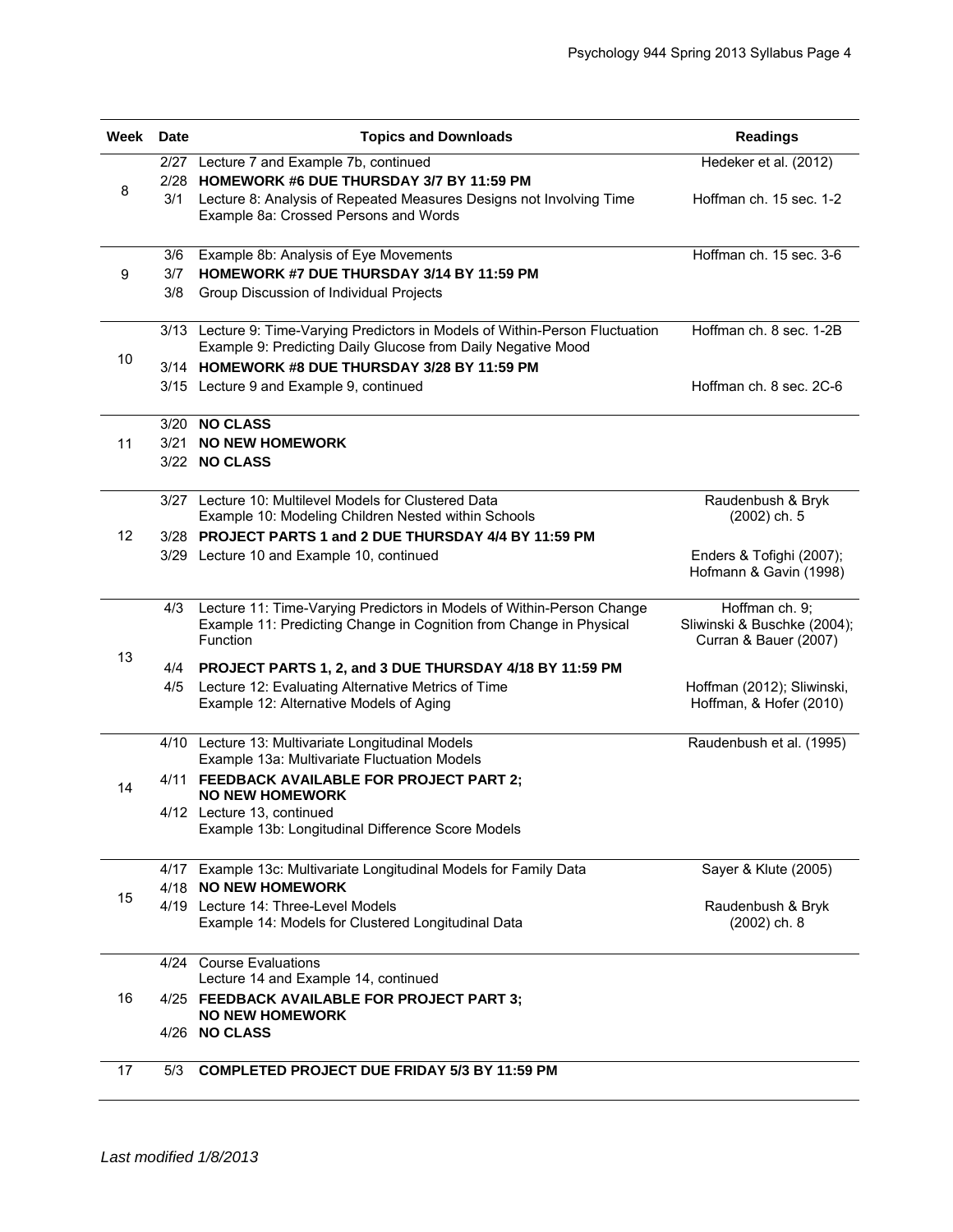| Week | Date | Topics and Downloads | Readings |
|---|---|---|---|
| 8 | 2/27 | Lecture 7 and Example 7b, continued | Hedeker et al. (2012) |
| | 2/28 | **HOMEWORK #6 DUE THURSDAY 3/7 BY 11:59 PM** | |
| | 3/1 | Lecture 8: Analysis of Repeated Measures Designs not Involving Time<br>Example 8a: Crossed Persons and Words | Hoffman ch. 15 sec. 1-2 |
| 9 | 3/6 | Example 8b: Analysis of Eye Movements | Hoffman ch. 15 sec. 3-6 |
| | 3/7 | **HOMEWORK #7 DUE THURSDAY 3/14 BY 11:59 PM** | |
| | 3/8 | Group Discussion of Individual Projects | |
| 10 | 3/13 | Lecture 9: Time-Varying Predictors in Models of Within-Person Fluctuation<br>Example 9: Predicting Daily Glucose from Daily Negative Mood | Hoffman ch. 8 sec. 1-2B |
| | 3/14 | **HOMEWORK #8 DUE THURSDAY 3/28 BY 11:59 PM** | |
| | 3/15 | Lecture 9 and Example 9, continued | Hoffman ch. 8 sec. 2C-6 |
| 11 | 3/20 | **NO CLASS** | |
| | 3/21 | **NO NEW HOMEWORK** | |
| | 3/22 | **NO CLASS** | |
| 12 | 3/27 | Lecture 10: Multilevel Models for Clustered Data<br>Example 10: Modeling Children Nested within Schools | Raudenbush & Bryk (2002) ch. 5 |
| | 3/28 | **PROJECT PARTS 1 and 2 DUE THURSDAY 4/4 BY 11:59 PM** | |
| | 3/29 | Lecture 10 and Example 10, continued | Enders & Tofighi (2007); Hofmann & Gavin (1998) |
| 13 | 4/3 | Lecture 11: Time-Varying Predictors in Models of Within-Person Change<br>Example 11: Predicting Change in Cognition from Change in Physical Function | Hoffman ch. 9; Sliwinski & Buschke (2004); Curran & Bauer (2007) |
| | 4/4 | **PROJECT PARTS 1, 2, and 3 DUE THURSDAY 4/18 BY 11:59 PM** | |
| | 4/5 | Lecture 12: Evaluating Alternative Metrics of Time<br>Example 12: Alternative Models of Aging | Hoffman (2012); Sliwinski, Hoffman, & Hofer (2010) |
| 14 | 4/10 | Lecture 13: Multivariate Longitudinal Models<br>Example 13a: Multivariate Fluctuation Models | Raudenbush et al. (1995) |
| | 4/11 | **FEEDBACK AVAILABLE FOR PROJECT PART 2; NO NEW HOMEWORK** | |
| | 4/12 | Lecture 13, continued<br>Example 13b: Longitudinal Difference Score Models | |
| 15 | 4/17 | Example 13c: Multivariate Longitudinal Models for Family Data | Sayer & Klute (2005) |
| | 4/18 | **NO NEW HOMEWORK** | |
| | 4/19 | Lecture 14: Three-Level Models<br>Example 14: Models for Clustered Longitudinal Data | Raudenbush & Bryk (2002) ch. 8 |
| 16 | 4/24 | Course Evaluations<br>Lecture 14 and Example 14, continued | |
| | 4/25 | **FEEDBACK AVAILABLE FOR PROJECT PART 3; NO NEW HOMEWORK** | |
| | 4/26 | **NO CLASS** | |
| 17 | 5/3 | **COMPLETED PROJECT DUE FRIDAY 5/3 BY 11:59 PM** | |

*Last modified 1/8/2013*